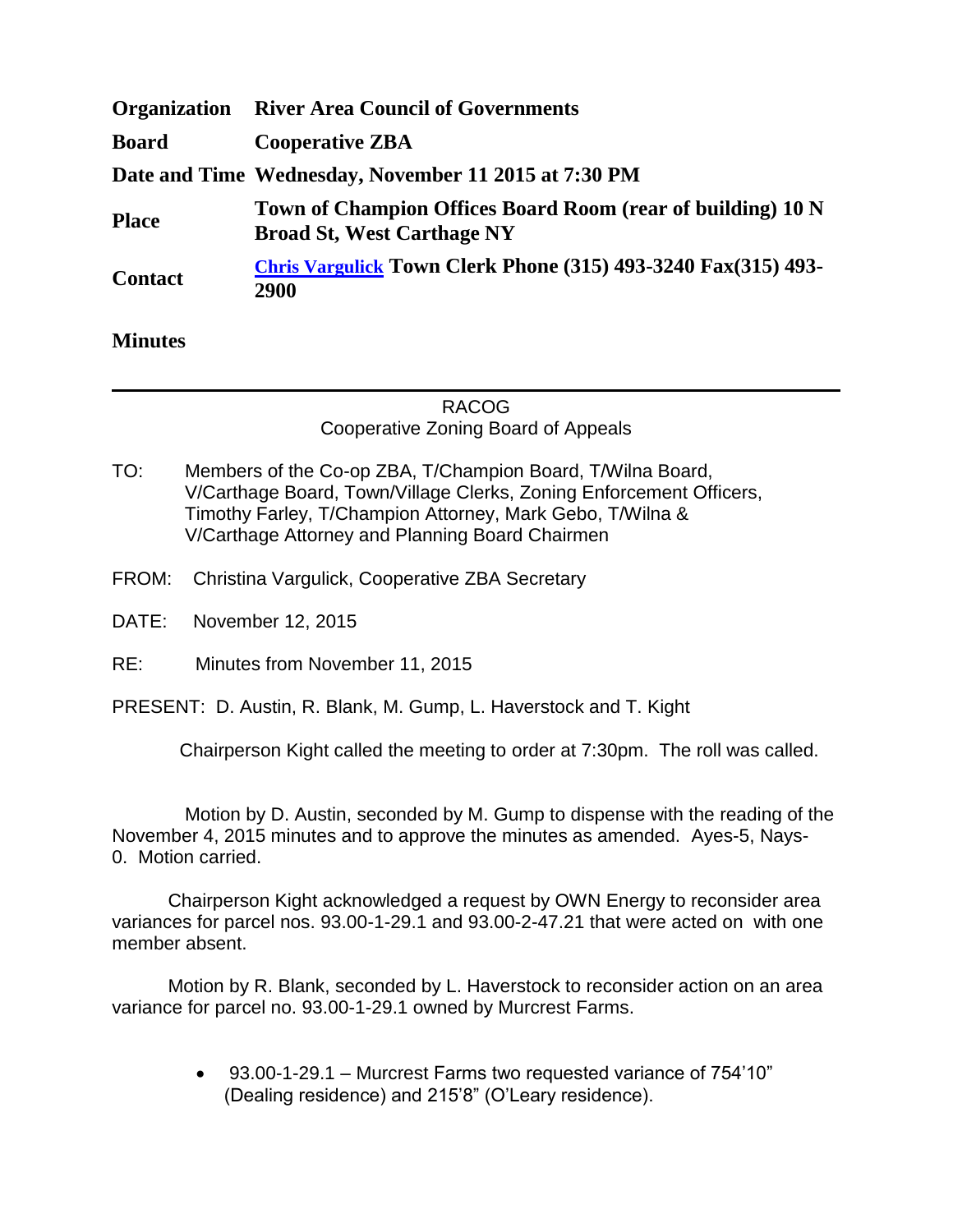| | |
|---|---|
| **Organization** | **River Area Council of Governments** |
| **Board** | **Cooperative ZBA** |
| **Date and Time** | **Wednesday, November 11 2015 at 7:30 PM** |
| **Place** | **Town of Champion Offices Board Room (rear of building) 10 N Broad St, West Carthage NY** |
| **Contact** | **Chris Vargulick Town Clerk Phone (315) 493-3240 Fax(315) 493-2900** |

**Minutes**

---

RACOG
Cooperative Zoning Board of Appeals

TO: Members of the Co-op ZBA, T/Champion Board, T/Wilna Board, V/Carthage Board, Town/Village Clerks, Zoning Enforcement Officers, Timothy Farley, T/Champion Attorney, Mark Gebo, T/Wilna & V/Carthage Attorney and Planning Board Chairmen

FROM: Christina Vargulick, Cooperative ZBA Secretary

DATE: November 12, 2015

RE: Minutes from November 11, 2015

PRESENT: D. Austin, R. Blank, M. Gump, L. Haverstock and T. Kight

Chairperson Kight called the meeting to order at 7:30pm. The roll was called.

Motion by D. Austin, seconded by M. Gump to dispense with the reading of the November 4, 2015 minutes and to approve the minutes as amended. Ayes-5, Nays-0. Motion carried.

Chairperson Kight acknowledged a request by OWN Energy to reconsider area variances for parcel nos. 93.00-1-29.1 and 93.00-2-47.21 that were acted on with one member absent.

Motion by R. Blank, seconded by L. Haverstock to reconsider action on an area variance for parcel no. 93.00-1-29.1 owned by Murcrest Farms.

- 93.00-1-29.1 – Murcrest Farms two requested variance of 754'10" (Dealing residence) and 215'8" (O'Leary residence).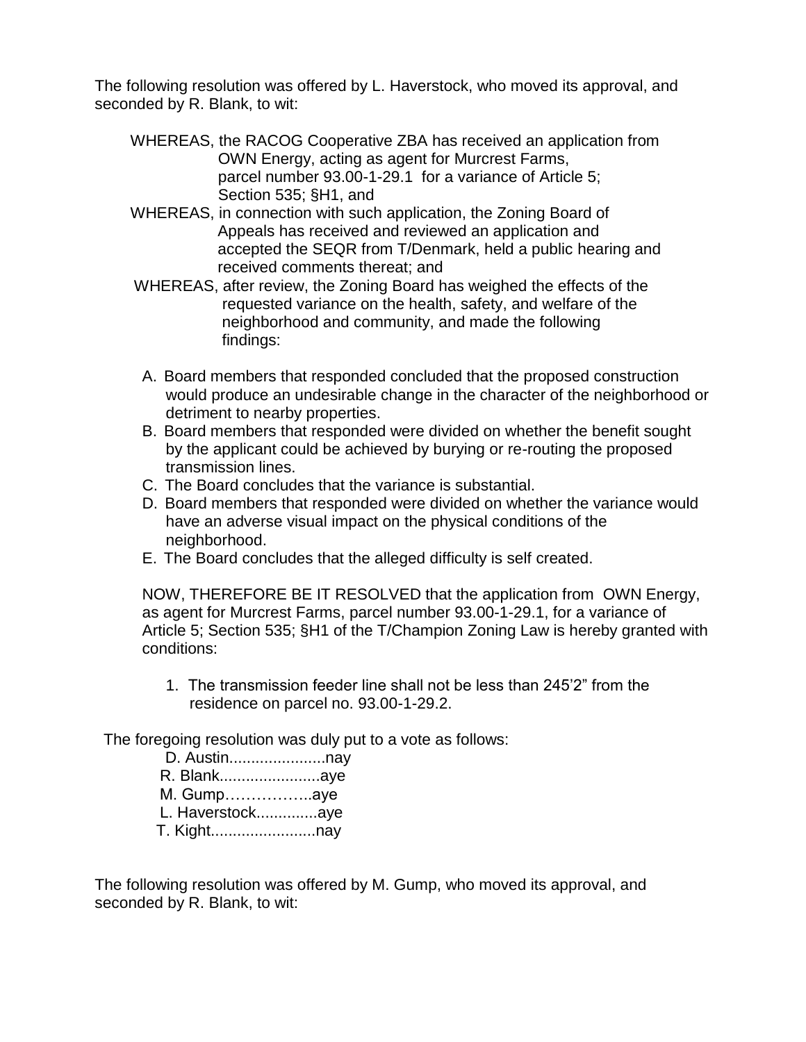The following resolution was offered by L. Haverstock, who moved its approval, and seconded by R. Blank, to wit:

WHEREAS, the RACOG Cooperative ZBA has received an application from OWN Energy, acting as agent for Murcrest Farms, parcel number 93.00-1-29.1 for a variance of Article 5; Section 535; §H1, and

WHEREAS, in connection with such application, the Zoning Board of Appeals has received and reviewed an application and accepted the SEQR from T/Denmark, held a public hearing and received comments thereat; and

WHEREAS, after review, the Zoning Board has weighed the effects of the requested variance on the health, safety, and welfare of the neighborhood and community, and made the following findings:

A. Board members that responded concluded that the proposed construction would produce an undesirable change in the character of the neighborhood or detriment to nearby properties.
B. Board members that responded were divided on whether the benefit sought by the applicant could be achieved by burying or re-routing the proposed transmission lines.
C. The Board concludes that the variance is substantial.
D. Board members that responded were divided on whether the variance would have an adverse visual impact on the physical conditions of the neighborhood.
E. The Board concludes that the alleged difficulty is self created.

NOW, THEREFORE BE IT RESOLVED that the application from OWN Energy, as agent for Murcrest Farms, parcel number 93.00-1-29.1, for a variance of Article 5; Section 535; §H1 of the T/Champion Zoning Law is hereby granted with conditions:

1. The transmission feeder line shall not be less than 245'2" from the residence on parcel no. 93.00-1-29.2.

The foregoing resolution was duly put to a vote as follows:

D. Austin......................nay
R. Blank.......................aye
M. Gump……………..aye
L. Haverstock..............aye
T. Kight........................nay

The following resolution was offered by M. Gump, who moved its approval, and seconded by R. Blank, to wit: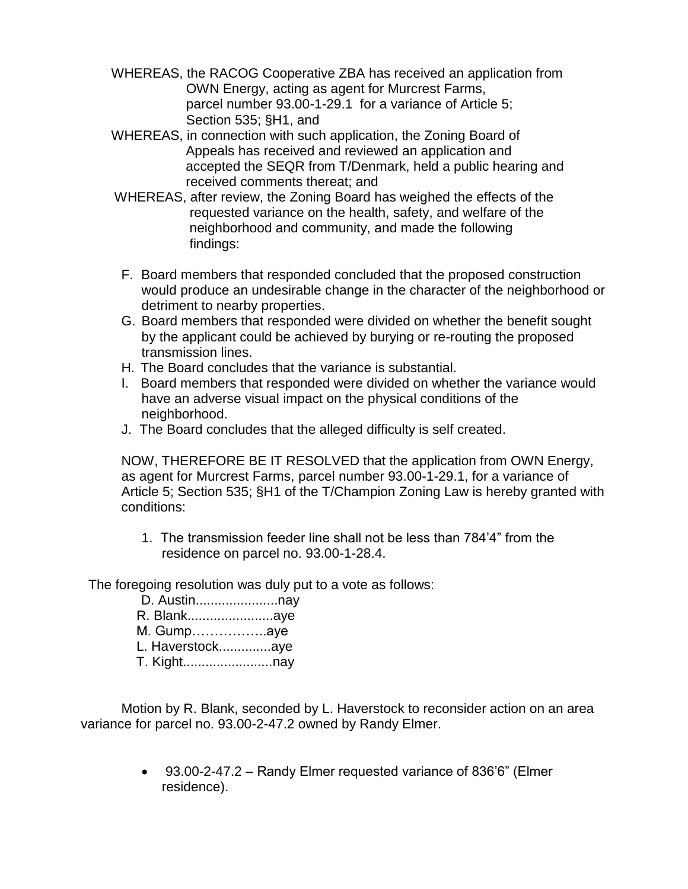WHEREAS, the RACOG Cooperative ZBA has received an application from OWN Energy, acting as agent for Murcrest Farms, parcel number 93.00-1-29.1 for a variance of Article 5; Section 535; §H1, and

WHEREAS, in connection with such application, the Zoning Board of Appeals has received and reviewed an application and accepted the SEQR from T/Denmark, held a public hearing and received comments thereat; and

WHEREAS, after review, the Zoning Board has weighed the effects of the requested variance on the health, safety, and welfare of the neighborhood and community, and made the following findings:

F. Board members that responded concluded that the proposed construction would produce an undesirable change in the character of the neighborhood or detriment to nearby properties.

G. Board members that responded were divided on whether the benefit sought by the applicant could be achieved by burying or re-routing the proposed transmission lines.

H. The Board concludes that the variance is substantial.

I. Board members that responded were divided on whether the variance would have an adverse visual impact on the physical conditions of the neighborhood.

J. The Board concludes that the alleged difficulty is self created.

NOW, THEREFORE BE IT RESOLVED that the application from OWN Energy, as agent for Murcrest Farms, parcel number 93.00-1-29.1, for a variance of Article 5; Section 535; §H1 of the T/Champion Zoning Law is hereby granted with conditions:

1. The transmission feeder line shall not be less than 784'4" from the residence on parcel no. 93.00-1-28.4.

The foregoing resolution was duly put to a vote as follows:

D. Austin......................nay
R. Blank.......................aye
M. Gump……………..aye
L. Haverstock..............aye
T. Kight........................nay

Motion by R. Blank, seconded by L. Haverstock to reconsider action on an area variance for parcel no. 93.00-2-47.2 owned by Randy Elmer.

- 93.00-2-47.2 – Randy Elmer requested variance of 836'6" (Elmer residence).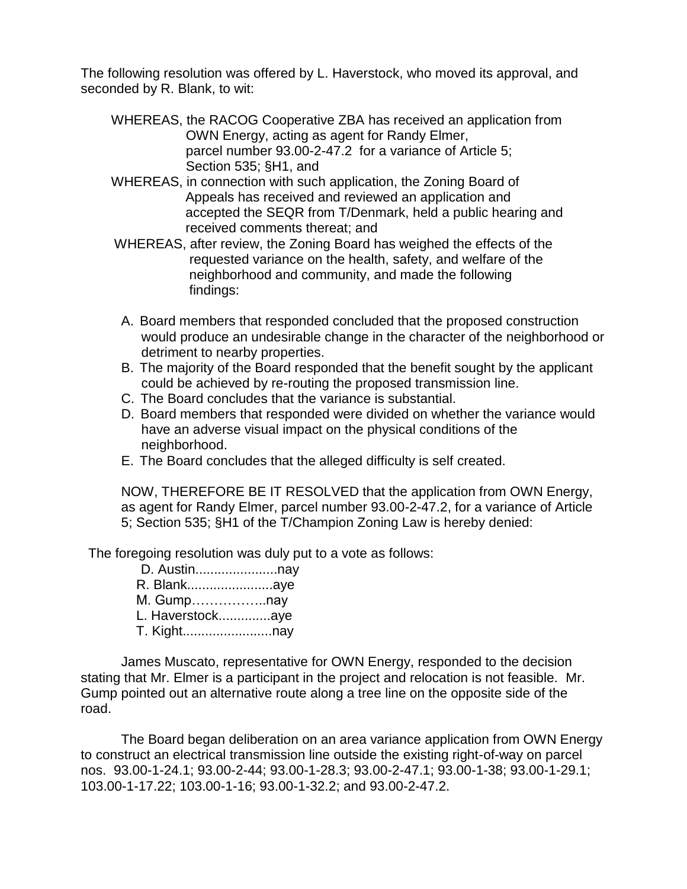The following resolution was offered by L. Haverstock, who moved its approval, and seconded by R. Blank, to wit:

WHEREAS, the RACOG Cooperative ZBA has received an application from OWN Energy, acting as agent for Randy Elmer, parcel number 93.00-2-47.2 for a variance of Article 5; Section 535; §H1, and

WHEREAS, in connection with such application, the Zoning Board of Appeals has received and reviewed an application and accepted the SEQR from T/Denmark, held a public hearing and received comments thereat; and

WHEREAS, after review, the Zoning Board has weighed the effects of the requested variance on the health, safety, and welfare of the neighborhood and community, and made the following findings:

A. Board members that responded concluded that the proposed construction would produce an undesirable change in the character of the neighborhood or detriment to nearby properties.
B. The majority of the Board responded that the benefit sought by the applicant could be achieved by re-routing the proposed transmission line.
C. The Board concludes that the variance is substantial.
D. Board members that responded were divided on whether the variance would have an adverse visual impact on the physical conditions of the neighborhood.
E. The Board concludes that the alleged difficulty is self created.

NOW, THEREFORE BE IT RESOLVED that the application from OWN Energy, as agent for Randy Elmer, parcel number 93.00-2-47.2, for a variance of Article 5; Section 535; §H1 of the T/Champion Zoning Law is hereby denied:

The foregoing resolution was duly put to a vote as follows:

D. Austin......................nay
R. Blank.......................aye
M. Gump……………..nay
L. Haverstock..............aye
T. Kight........................nay

James Muscato, representative for OWN Energy, responded to the decision stating that Mr. Elmer is a participant in the project and relocation is not feasible. Mr. Gump pointed out an alternative route along a tree line on the opposite side of the road.

The Board began deliberation on an area variance application from OWN Energy to construct an electrical transmission line outside the existing right-of-way on parcel nos. 93.00-1-24.1; 93.00-2-44; 93.00-1-28.3; 93.00-2-47.1; 93.00-1-38; 93.00-1-29.1; 103.00-1-17.22; 103.00-1-16; 93.00-1-32.2; and 93.00-2-47.2.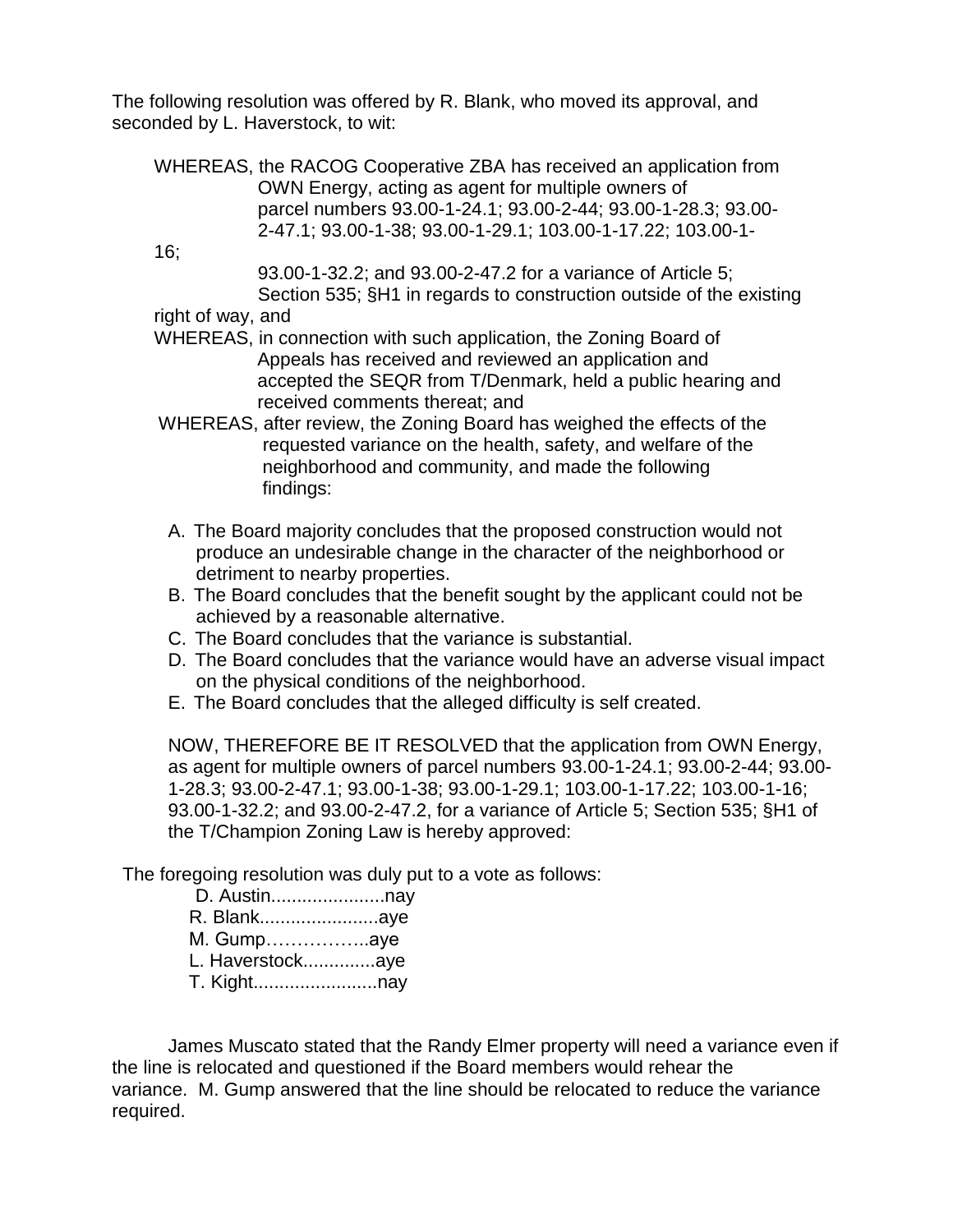The following resolution was offered by R. Blank, who moved its approval, and seconded by L. Haverstock, to wit:

WHEREAS, the RACOG Cooperative ZBA has received an application from OWN Energy, acting as agent for multiple owners of parcel numbers 93.00-1-24.1; 93.00-2-44; 93.00-1-28.3; 93.00-2-47.1; 93.00-1-38; 93.00-1-29.1; 103.00-1-17.22; 103.00-1-16; 93.00-1-32.2; and 93.00-2-47.2 for a variance of Article 5; Section 535; §H1 in regards to construction outside of the existing right of way, and

WHEREAS, in connection with such application, the Zoning Board of Appeals has received and reviewed an application and accepted the SEQR from T/Denmark, held a public hearing and received comments thereat; and

WHEREAS, after review, the Zoning Board has weighed the effects of the requested variance on the health, safety, and welfare of the neighborhood and community, and made the following findings:

A. The Board majority concludes that the proposed construction would not produce an undesirable change in the character of the neighborhood or detriment to nearby properties.
B. The Board concludes that the benefit sought by the applicant could not be achieved by a reasonable alternative.
C. The Board concludes that the variance is substantial.
D. The Board concludes that the variance would have an adverse visual impact on the physical conditions of the neighborhood.
E. The Board concludes that the alleged difficulty is self created.

NOW, THEREFORE BE IT RESOLVED that the application from OWN Energy, as agent for multiple owners of parcel numbers 93.00-1-24.1; 93.00-2-44; 93.00-1-28.3; 93.00-2-47.1; 93.00-1-38; 93.00-1-29.1; 103.00-1-17.22; 103.00-1-16; 93.00-1-32.2; and 93.00-2-47.2, for a variance of Article 5; Section 535; §H1 of the T/Champion Zoning Law is hereby approved:

The foregoing resolution was duly put to a vote as follows:

D. Austin......................nay
R. Blank.......................aye
M. Gump……………..aye
L. Haverstock..............aye
T. Kight........................nay

James Muscato stated that the Randy Elmer property will need a variance even if the line is relocated and questioned if the Board members would rehear the variance. M. Gump answered that the line should be relocated to reduce the variance required.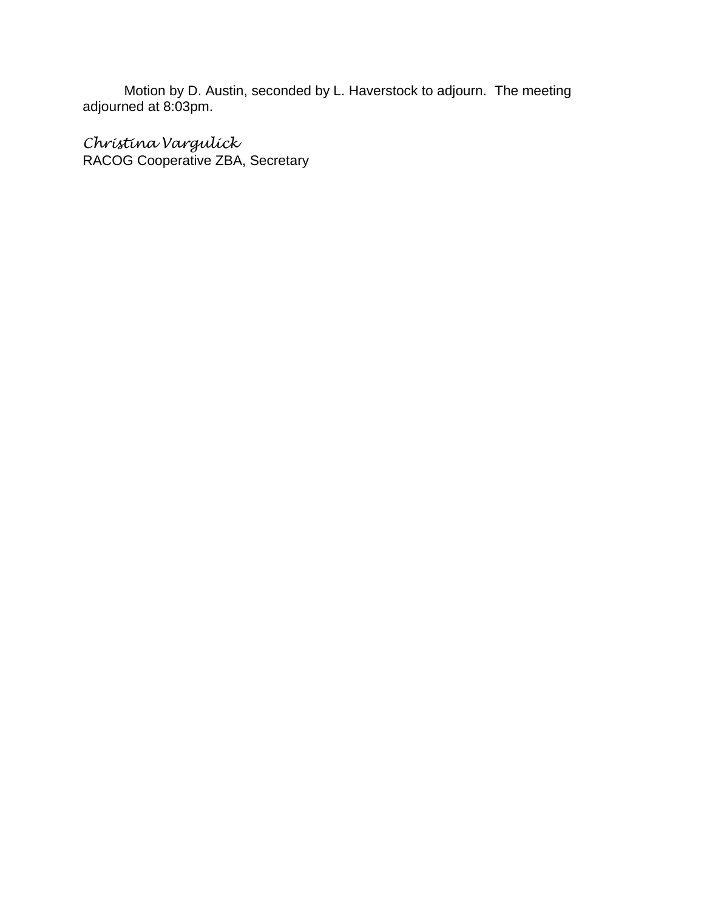Motion by D. Austin, seconded by L. Haverstock to adjourn. The meeting adjourned at 8:03pm.

*Christina Vargulick*
RACOG Cooperative ZBA, Secretary